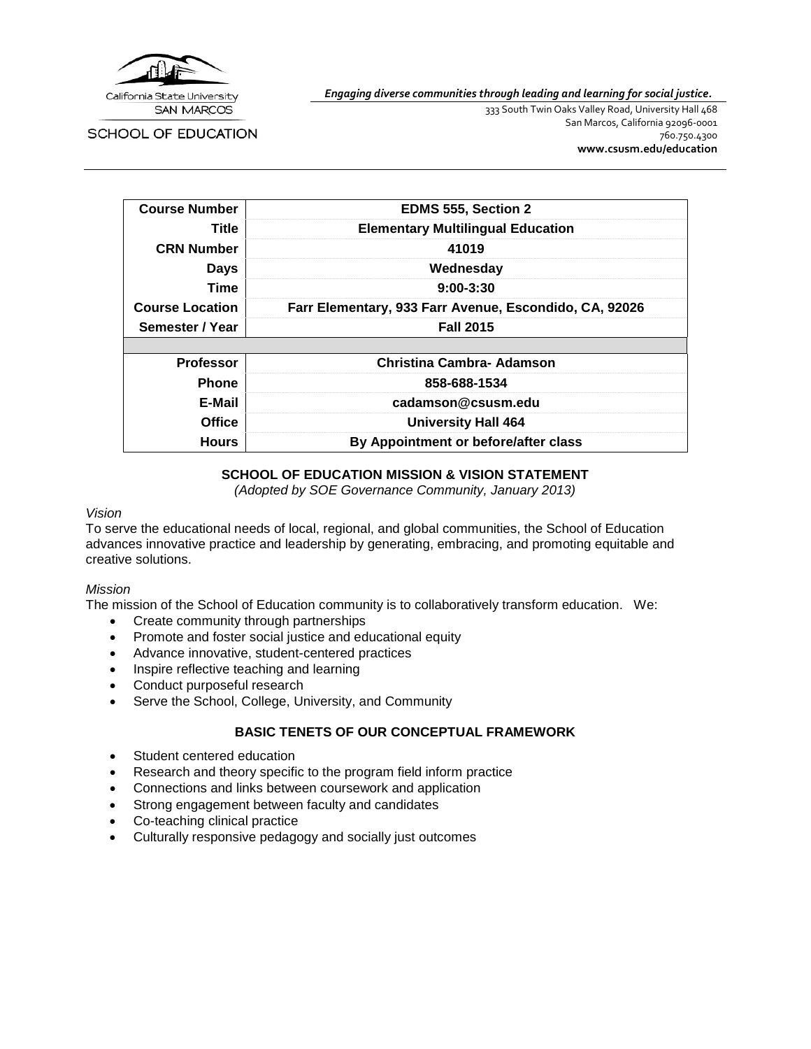California State University
SAN MARCOS

SCHOOL OF EDUCATION

***Engaging diverse communities through leading and learning for social justice.***

333 South Twin Oaks Valley Road, University Hall 468
San Marcos, California 92096-0001
760.750.4300
**www.csusm.edu/education**

| | |
|---|---|
| **Course Number** | **EDMS 555, Section 2** |
| **Title** | **Elementary Multilingual Education** |
| **CRN Number** | **41019** |
| **Days** | **Wednesday** |
| **Time** | **9:00-3:30** |
| **Course Location** | **Farr Elementary, 933 Farr Avenue, Escondido, CA, 92026** |
| **Semester / Year** | **Fall 2015** |
| | |
| **Professor** | **Christina Cambra- Adamson** |
| **Phone** | **858-688-1534** |
| **E-Mail** | **cadamson@csusm.edu** |
| **Office** | **University Hall 464** |
| **Hours** | **By Appointment or before/after class** |

## SCHOOL OF EDUCATION MISSION & VISION STATEMENT

*(Adopted by SOE Governance Community, January 2013)*

*Vision*

To serve the educational needs of local, regional, and global communities, the School of Education advances innovative practice and leadership by generating, embracing, and promoting equitable and creative solutions.

*Mission*

The mission of the School of Education community is to collaboratively transform education. We:

- Create community through partnerships
- Promote and foster social justice and educational equity
- Advance innovative, student-centered practices
- Inspire reflective teaching and learning
- Conduct purposeful research
- Serve the School, College, University, and Community

## BASIC TENETS OF OUR CONCEPTUAL FRAMEWORK

- Student centered education
- Research and theory specific to the program field inform practice
- Connections and links between coursework and application
- Strong engagement between faculty and candidates
- Co-teaching clinical practice
- Culturally responsive pedagogy and socially just outcomes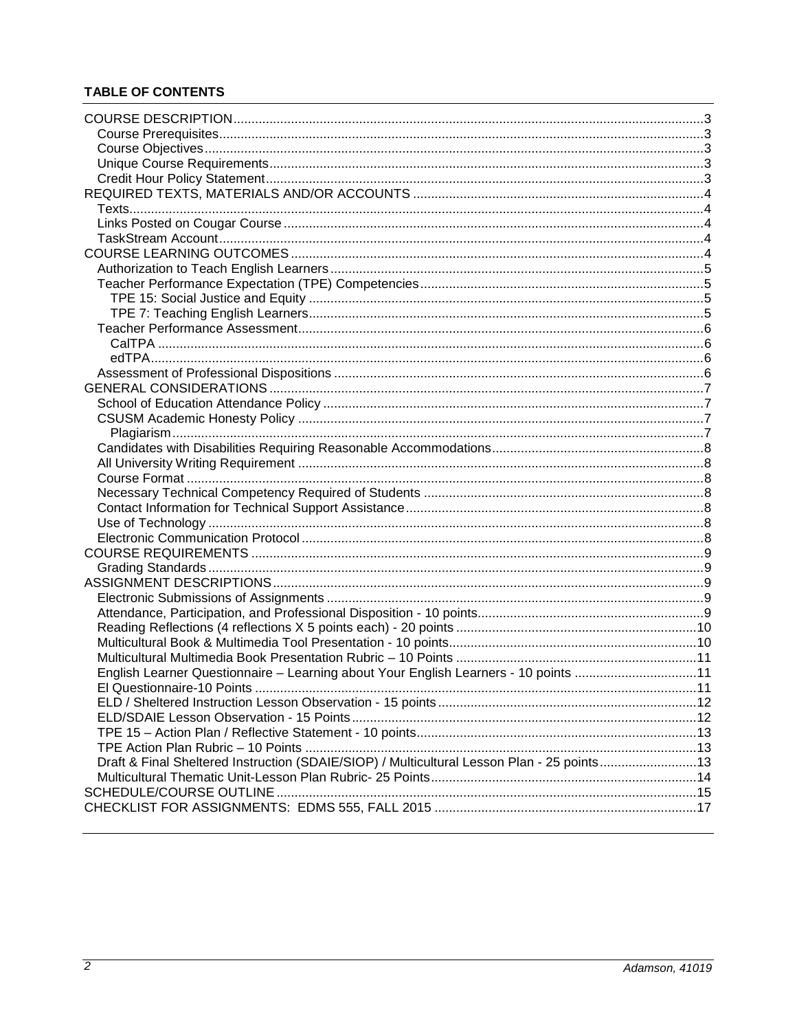**TABLE OF CONTENTS**

- COURSE DESCRIPTION ... 3
  - Course Prerequisites ... 3
  - Course Objectives ... 3
  - Unique Course Requirements ... 3
  - Credit Hour Policy Statement ... 3
- REQUIRED TEXTS, MATERIALS AND/OR ACCOUNTS ... 4
  - Texts ... 4
  - Links Posted on Cougar Course ... 4
  - TaskStream Account ... 4
- COURSE LEARNING OUTCOMES ... 4
  - Authorization to Teach English Learners ... 5
  - Teacher Performance Expectation (TPE) Competencies ... 5
    - TPE 15: Social Justice and Equity ... 5
    - TPE 7: Teaching English Learners ... 5
  - Teacher Performance Assessment ... 6
    - CalTPA ... 6
    - edTPA ... 6
  - Assessment of Professional Dispositions ... 6
- GENERAL CONSIDERATIONS ... 7
  - School of Education Attendance Policy ... 7
  - CSUSM Academic Honesty Policy ... 7
    - Plagiarism ... 7
  - Candidates with Disabilities Requiring Reasonable Accommodations ... 8
  - All University Writing Requirement ... 8
  - Course Format ... 8
  - Necessary Technical Competency Required of Students ... 8
  - Contact Information for Technical Support Assistance ... 8
  - Use of Technology ... 8
  - Electronic Communication Protocol ... 8
- COURSE REQUIREMENTS ... 9
  - Grading Standards ... 9
- ASSIGNMENT DESCRIPTIONS ... 9
  - Electronic Submissions of Assignments ... 9
  - Attendance, Participation, and Professional Disposition - 10 points ... 9
  - Reading Reflections (4 reflections X 5 points each) - 20 points ... 10
  - Multicultural Book & Multimedia Tool Presentation - 10 points ... 10
  - Multicultural Multimedia Book Presentation Rubric – 10 Points ... 11
  - English Learner Questionnaire – Learning about Your English Learners - 10 points ... 11
  - El Questionnaire-10 Points ... 11
  - ELD / Sheltered Instruction Lesson Observation - 15 points ... 12
  - ELD/SDAIE Lesson Observation - 15 Points ... 12
  - TPE 15 – Action Plan / Reflective Statement - 10 points ... 13
  - TPE Action Plan Rubric – 10 Points ... 13
  - Draft & Final Sheltered Instruction (SDAIE/SIOP) / Multicultural Lesson Plan - 25 points ... 13
  - Multicultural Thematic Unit-Lesson Plan Rubric- 25 Points ... 14
- SCHEDULE/COURSE OUTLINE ... 15
- CHECKLIST FOR ASSIGNMENTS: EDMS 555, FALL 2015 ... 17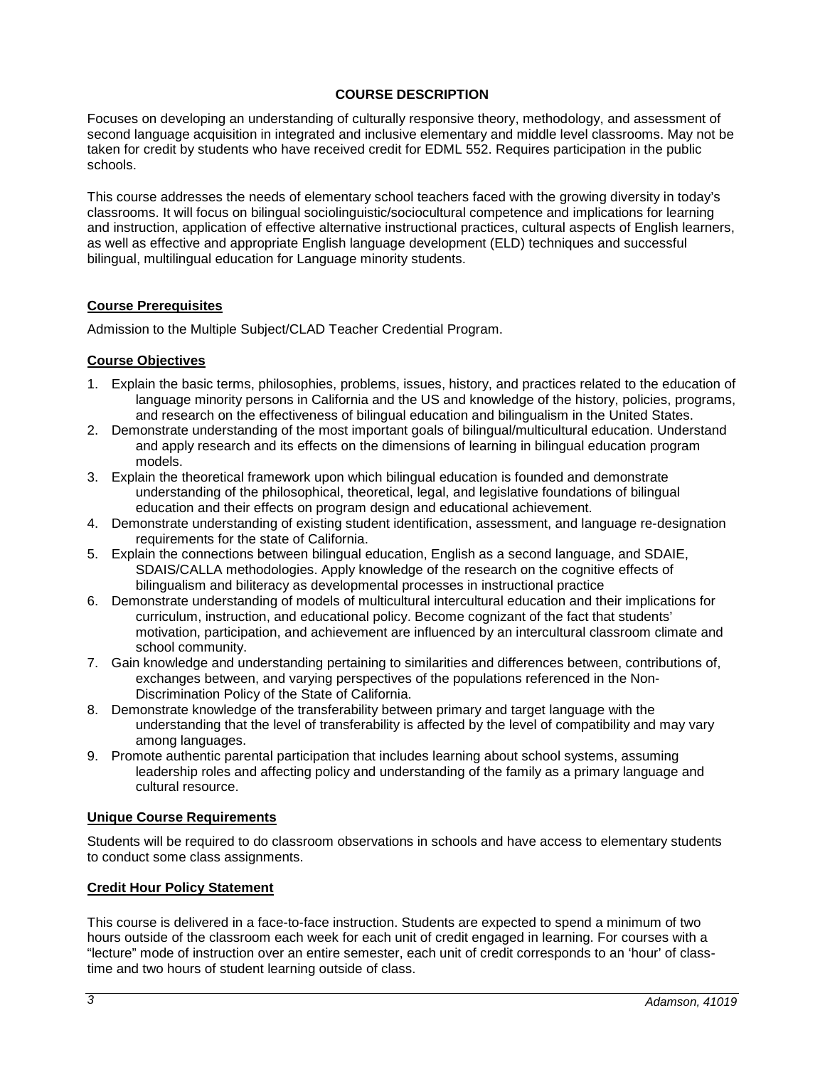## COURSE DESCRIPTION

Focuses on developing an understanding of culturally responsive theory, methodology, and assessment of second language acquisition in integrated and inclusive elementary and middle level classrooms. May not be taken for credit by students who have received credit for EDML 552. Requires participation in the public schools.

This course addresses the needs of elementary school teachers faced with the growing diversity in today's classrooms. It will focus on bilingual sociolinguistic/sociocultural competence and implications for learning and instruction, application of effective alternative instructional practices, cultural aspects of English learners, as well as effective and appropriate English language development (ELD) techniques and successful bilingual, multilingual education for Language minority students.

### Course Prerequisites

Admission to the Multiple Subject/CLAD Teacher Credential Program.

### Course Objectives

1. Explain the basic terms, philosophies, problems, issues, history, and practices related to the education of language minority persons in California and the US and knowledge of the history, policies, programs, and research on the effectiveness of bilingual education and bilingualism in the United States.
2. Demonstrate understanding of the most important goals of bilingual/multicultural education. Understand and apply research and its effects on the dimensions of learning in bilingual education program models.
3. Explain the theoretical framework upon which bilingual education is founded and demonstrate understanding of the philosophical, theoretical, legal, and legislative foundations of bilingual education and their effects on program design and educational achievement.
4. Demonstrate understanding of existing student identification, assessment, and language re-designation requirements for the state of California.
5. Explain the connections between bilingual education, English as a second language, and SDAIE, SDAIS/CALLA methodologies. Apply knowledge of the research on the cognitive effects of bilingualism and biliteracy as developmental processes in instructional practice
6. Demonstrate understanding of models of multicultural intercultural education and their implications for curriculum, instruction, and educational policy. Become cognizant of the fact that students' motivation, participation, and achievement are influenced by an intercultural classroom climate and school community.
7. Gain knowledge and understanding pertaining to similarities and differences between, contributions of, exchanges between, and varying perspectives of the populations referenced in the Non-Discrimination Policy of the State of California.
8. Demonstrate knowledge of the transferability between primary and target language with the understanding that the level of transferability is affected by the level of compatibility and may vary among languages.
9. Promote authentic parental participation that includes learning about school systems, assuming leadership roles and affecting policy and understanding of the family as a primary language and cultural resource.

### Unique Course Requirements

Students will be required to do classroom observations in schools and have access to elementary students to conduct some class assignments.

### Credit Hour Policy Statement

This course is delivered in a face-to-face instruction. Students are expected to spend a minimum of two hours outside of the classroom each week for each unit of credit engaged in learning. For courses with a "lecture" mode of instruction over an entire semester, each unit of credit corresponds to an 'hour' of class-time and two hours of student learning outside of class.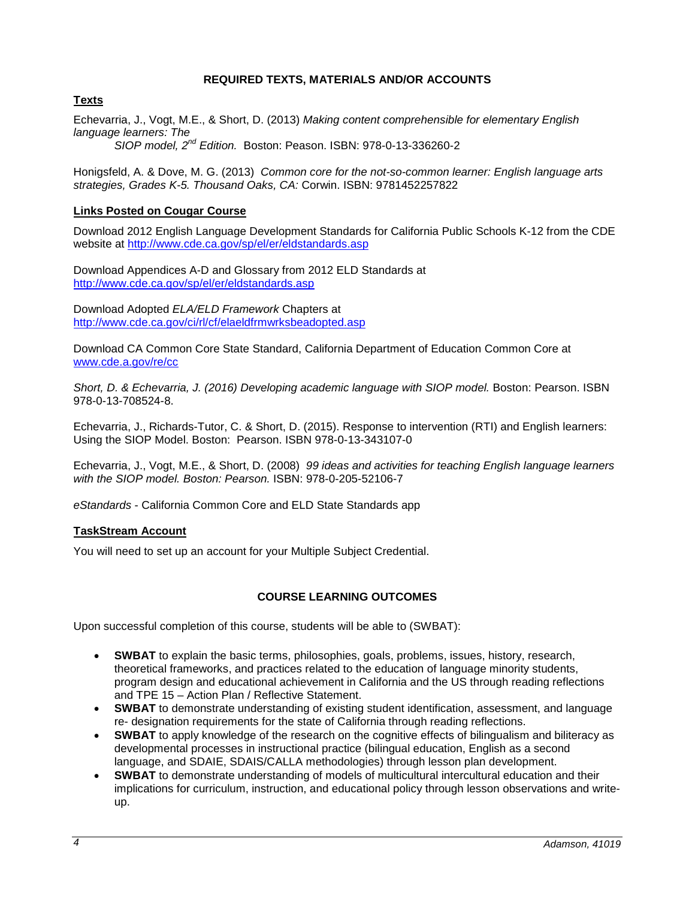## REQUIRED TEXTS, MATERIALS AND/OR ACCOUNTS

### Texts

Echevarria, J., Vogt, M.E., & Short, D. (2013) *Making content comprehensible for elementary English language learners: The SIOP model, 2nd Edition.* Boston: Peason. ISBN: 978-0-13-336260-2

Honigsfeld, A. & Dove, M. G. (2013) *Common core for the not-so-common learner: English language arts strategies, Grades K-5. Thousand Oaks, CA:* Corwin. ISBN: 9781452257822

### Links Posted on Cougar Course

Download 2012 English Language Development Standards for California Public Schools K-12 from the CDE website at http://www.cde.ca.gov/sp/el/er/eldstandards.asp

Download Appendices A-D and Glossary from 2012 ELD Standards at http://www.cde.ca.gov/sp/el/er/eldstandards.asp

Download Adopted *ELA/ELD Framework* Chapters at http://www.cde.ca.gov/ci/rl/cf/elaeldfrmwrksbeadopted.asp

Download CA Common Core State Standard, California Department of Education Common Core at www.cde.a.gov/re/cc

*Short, D. & Echevarria, J. (2016) Developing academic language with SIOP model.* Boston: Pearson. ISBN 978-0-13-708524-8.

Echevarria, J., Richards-Tutor, C. & Short, D. (2015). Response to intervention (RTI) and English learners: Using the SIOP Model. Boston: Pearson. ISBN 978-0-13-343107-0

Echevarria, J., Vogt, M.E., & Short, D. (2008) *99 ideas and activities for teaching English language learners with the SIOP model. Boston: Pearson.* ISBN: 978-0-205-52106-7

*eStandards* - California Common Core and ELD State Standards app

### TaskStream Account

You will need to set up an account for your Multiple Subject Credential.

## COURSE LEARNING OUTCOMES

Upon successful completion of this course, students will be able to (SWBAT):

- **SWBAT** to explain the basic terms, philosophies, goals, problems, issues, history, research, theoretical frameworks, and practices related to the education of language minority students, program design and educational achievement in California and the US through reading reflections and TPE 15 – Action Plan / Reflective Statement.
- **SWBAT** to demonstrate understanding of existing student identification, assessment, and language re- designation requirements for the state of California through reading reflections.
- **SWBAT** to apply knowledge of the research on the cognitive effects of bilingualism and biliteracy as developmental processes in instructional practice (bilingual education, English as a second language, and SDAIE, SDAIS/CALLA methodologies) through lesson plan development.
- **SWBAT** to demonstrate understanding of models of multicultural intercultural education and their implications for curriculum, instruction, and educational policy through lesson observations and write-up.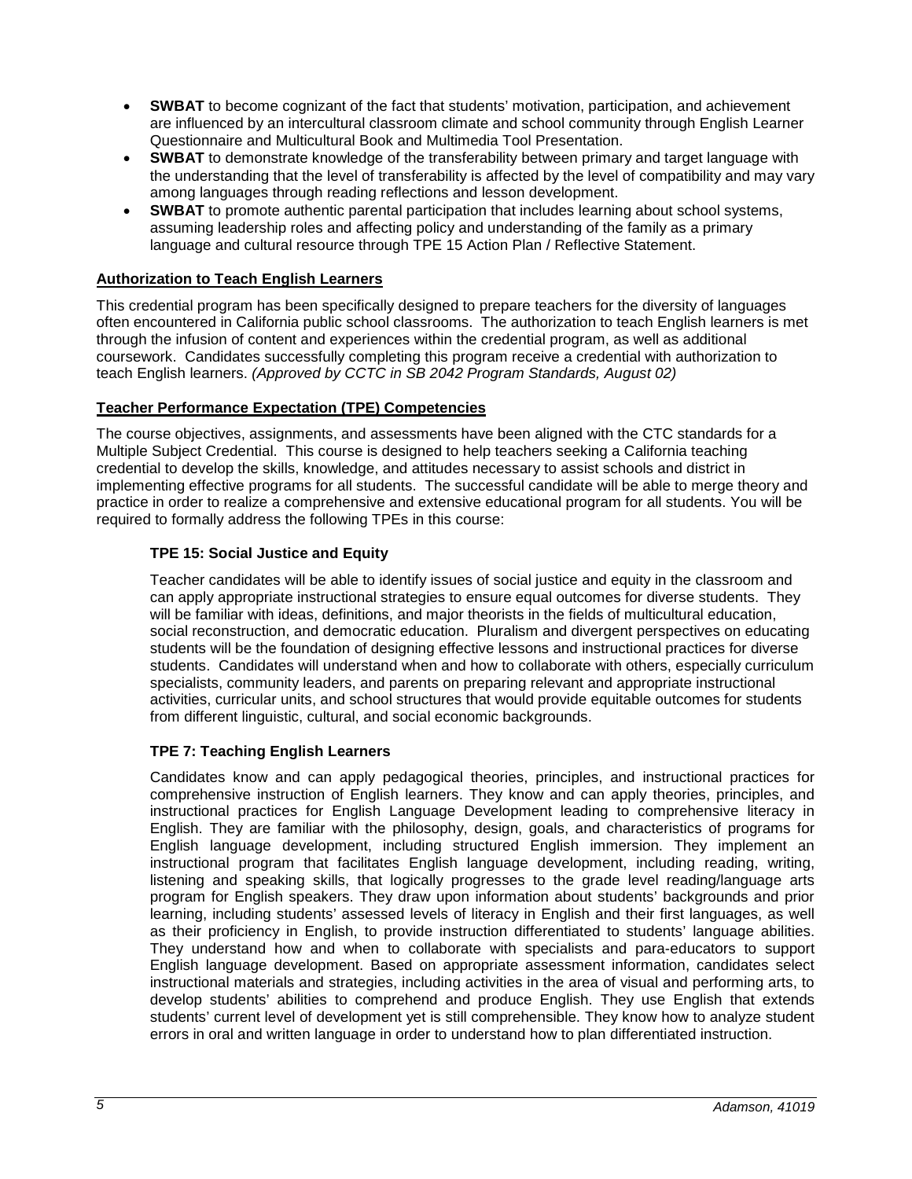- **SWBAT** to become cognizant of the fact that students' motivation, participation, and achievement are influenced by an intercultural classroom climate and school community through English Learner Questionnaire and Multicultural Book and Multimedia Tool Presentation.
- **SWBAT** to demonstrate knowledge of the transferability between primary and target language with the understanding that the level of transferability is affected by the level of compatibility and may vary among languages through reading reflections and lesson development.
- **SWBAT** to promote authentic parental participation that includes learning about school systems, assuming leadership roles and affecting policy and understanding of the family as a primary language and cultural resource through TPE 15 Action Plan / Reflective Statement.

## Authorization to Teach English Learners

This credential program has been specifically designed to prepare teachers for the diversity of languages often encountered in California public school classrooms. The authorization to teach English learners is met through the infusion of content and experiences within the credential program, as well as additional coursework. Candidates successfully completing this program receive a credential with authorization to teach English learners. *(Approved by CCTC in SB 2042 Program Standards, August 02)*

## Teacher Performance Expectation (TPE) Competencies

The course objectives, assignments, and assessments have been aligned with the CTC standards for a Multiple Subject Credential. This course is designed to help teachers seeking a California teaching credential to develop the skills, knowledge, and attitudes necessary to assist schools and district in implementing effective programs for all students. The successful candidate will be able to merge theory and practice in order to realize a comprehensive and extensive educational program for all students. You will be required to formally address the following TPEs in this course:

### TPE 15: Social Justice and Equity

Teacher candidates will be able to identify issues of social justice and equity in the classroom and can apply appropriate instructional strategies to ensure equal outcomes for diverse students. They will be familiar with ideas, definitions, and major theorists in the fields of multicultural education, social reconstruction, and democratic education. Pluralism and divergent perspectives on educating students will be the foundation of designing effective lessons and instructional practices for diverse students. Candidates will understand when and how to collaborate with others, especially curriculum specialists, community leaders, and parents on preparing relevant and appropriate instructional activities, curricular units, and school structures that would provide equitable outcomes for students from different linguistic, cultural, and social economic backgrounds.

### TPE 7: Teaching English Learners

Candidates know and can apply pedagogical theories, principles, and instructional practices for comprehensive instruction of English learners. They know and can apply theories, principles, and instructional practices for English Language Development leading to comprehensive literacy in English. They are familiar with the philosophy, design, goals, and characteristics of programs for English language development, including structured English immersion. They implement an instructional program that facilitates English language development, including reading, writing, listening and speaking skills, that logically progresses to the grade level reading/language arts program for English speakers. They draw upon information about students' backgrounds and prior learning, including students' assessed levels of literacy in English and their first languages, as well as their proficiency in English, to provide instruction differentiated to students' language abilities. They understand how and when to collaborate with specialists and para-educators to support English language development. Based on appropriate assessment information, candidates select instructional materials and strategies, including activities in the area of visual and performing arts, to develop students' abilities to comprehend and produce English. They use English that extends students' current level of development yet is still comprehensible. They know how to analyze student errors in oral and written language in order to understand how to plan differentiated instruction.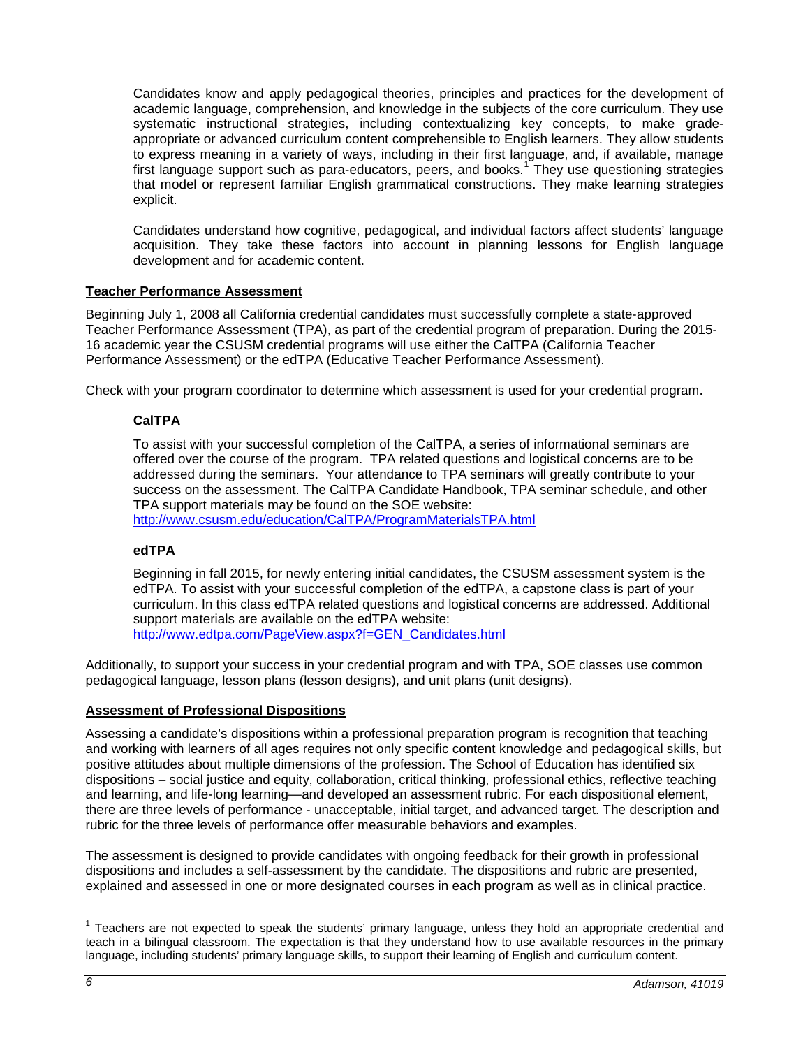Candidates know and apply pedagogical theories, principles and practices for the development of academic language, comprehension, and knowledge in the subjects of the core curriculum. They use systematic instructional strategies, including contextualizing key concepts, to make grade-appropriate or advanced curriculum content comprehensible to English learners. They allow students to express meaning in a variety of ways, including in their first language, and, if available, manage first language support such as para-educators, peers, and books.[1] They use questioning strategies that model or represent familiar English grammatical constructions. They make learning strategies explicit.

Candidates understand how cognitive, pedagogical, and individual factors affect students' language acquisition. They take these factors into account in planning lessons for English language development and for academic content.

## Teacher Performance Assessment

Beginning July 1, 2008 all California credential candidates must successfully complete a state-approved Teacher Performance Assessment (TPA), as part of the credential program of preparation. During the 2015-16 academic year the CSUSM credential programs will use either the CalTPA (California Teacher Performance Assessment) or the edTPA (Educative Teacher Performance Assessment).

Check with your program coordinator to determine which assessment is used for your credential program.

### CalTPA

To assist with your successful completion of the CalTPA, a series of informational seminars are offered over the course of the program. TPA related questions and logistical concerns are to be addressed during the seminars. Your attendance to TPA seminars will greatly contribute to your success on the assessment. The CalTPA Candidate Handbook, TPA seminar schedule, and other TPA support materials may be found on the SOE website: http://www.csusm.edu/education/CalTPA/ProgramMaterialsTPA.html

### edTPA

Beginning in fall 2015, for newly entering initial candidates, the CSUSM assessment system is the edTPA. To assist with your successful completion of the edTPA, a capstone class is part of your curriculum. In this class edTPA related questions and logistical concerns are addressed. Additional support materials are available on the edTPA website: http://www.edtpa.com/PageView.aspx?f=GEN_Candidates.html

Additionally, to support your success in your credential program and with TPA, SOE classes use common pedagogical language, lesson plans (lesson designs), and unit plans (unit designs).

## Assessment of Professional Dispositions

Assessing a candidate's dispositions within a professional preparation program is recognition that teaching and working with learners of all ages requires not only specific content knowledge and pedagogical skills, but positive attitudes about multiple dimensions of the profession. The School of Education has identified six dispositions – social justice and equity, collaboration, critical thinking, professional ethics, reflective teaching and learning, and life-long learning—and developed an assessment rubric. For each dispositional element, there are three levels of performance - unacceptable, initial target, and advanced target. The description and rubric for the three levels of performance offer measurable behaviors and examples.

The assessment is designed to provide candidates with ongoing feedback for their growth in professional dispositions and includes a self-assessment by the candidate. The dispositions and rubric are presented, explained and assessed in one or more designated courses in each program as well as in clinical practice.

[1] Teachers are not expected to speak the students' primary language, unless they hold an appropriate credential and teach in a bilingual classroom. The expectation is that they understand how to use available resources in the primary language, including students' primary language skills, to support their learning of English and curriculum content.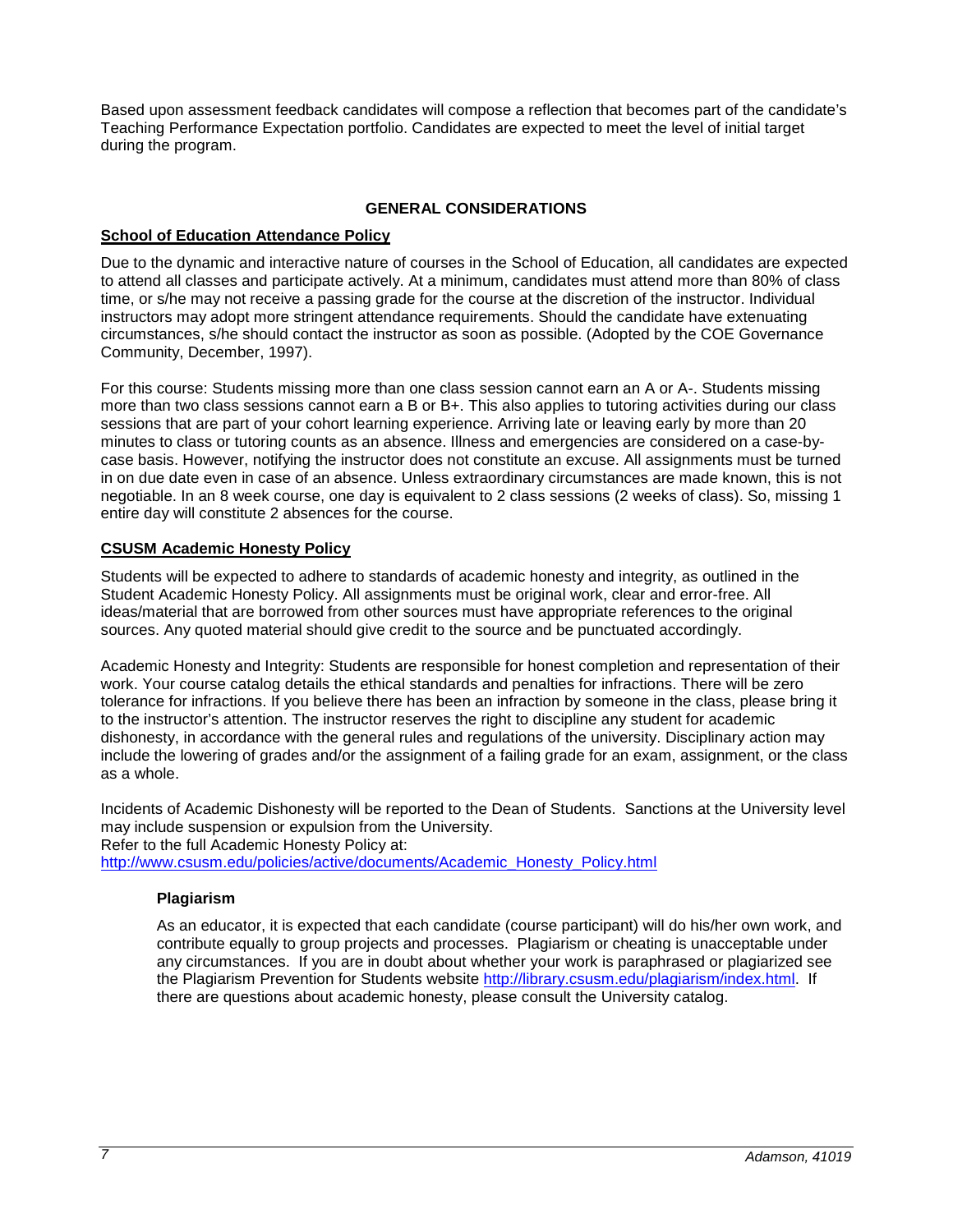Based upon assessment feedback candidates will compose a reflection that becomes part of the candidate's Teaching Performance Expectation portfolio. Candidates are expected to meet the level of initial target during the program.

## GENERAL CONSIDERATIONS

### School of Education Attendance Policy

Due to the dynamic and interactive nature of courses in the School of Education, all candidates are expected to attend all classes and participate actively. At a minimum, candidates must attend more than 80% of class time, or s/he may not receive a passing grade for the course at the discretion of the instructor. Individual instructors may adopt more stringent attendance requirements. Should the candidate have extenuating circumstances, s/he should contact the instructor as soon as possible. (Adopted by the COE Governance Community, December, 1997).

For this course: Students missing more than one class session cannot earn an A or A-. Students missing more than two class sessions cannot earn a B or B+. This also applies to tutoring activities during our class sessions that are part of your cohort learning experience. Arriving late or leaving early by more than 20 minutes to class or tutoring counts as an absence. Illness and emergencies are considered on a case-by-case basis. However, notifying the instructor does not constitute an excuse. All assignments must be turned in on due date even in case of an absence. Unless extraordinary circumstances are made known, this is not negotiable. In an 8 week course, one day is equivalent to 2 class sessions (2 weeks of class). So, missing 1 entire day will constitute 2 absences for the course.

### CSUSM Academic Honesty Policy

Students will be expected to adhere to standards of academic honesty and integrity, as outlined in the Student Academic Honesty Policy. All assignments must be original work, clear and error-free. All ideas/material that are borrowed from other sources must have appropriate references to the original sources. Any quoted material should give credit to the source and be punctuated accordingly.

Academic Honesty and Integrity: Students are responsible for honest completion and representation of their work. Your course catalog details the ethical standards and penalties for infractions. There will be zero tolerance for infractions. If you believe there has been an infraction by someone in the class, please bring it to the instructor's attention. The instructor reserves the right to discipline any student for academic dishonesty, in accordance with the general rules and regulations of the university. Disciplinary action may include the lowering of grades and/or the assignment of a failing grade for an exam, assignment, or the class as a whole.

Incidents of Academic Dishonesty will be reported to the Dean of Students. Sanctions at the University level may include suspension or expulsion from the University.
Refer to the full Academic Honesty Policy at:
http://www.csusm.edu/policies/active/documents/Academic_Honesty_Policy.html

#### Plagiarism

As an educator, it is expected that each candidate (course participant) will do his/her own work, and contribute equally to group projects and processes. Plagiarism or cheating is unacceptable under any circumstances. If you are in doubt about whether your work is paraphrased or plagiarized see the Plagiarism Prevention for Students website http://library.csusm.edu/plagiarism/index.html. If there are questions about academic honesty, please consult the University catalog.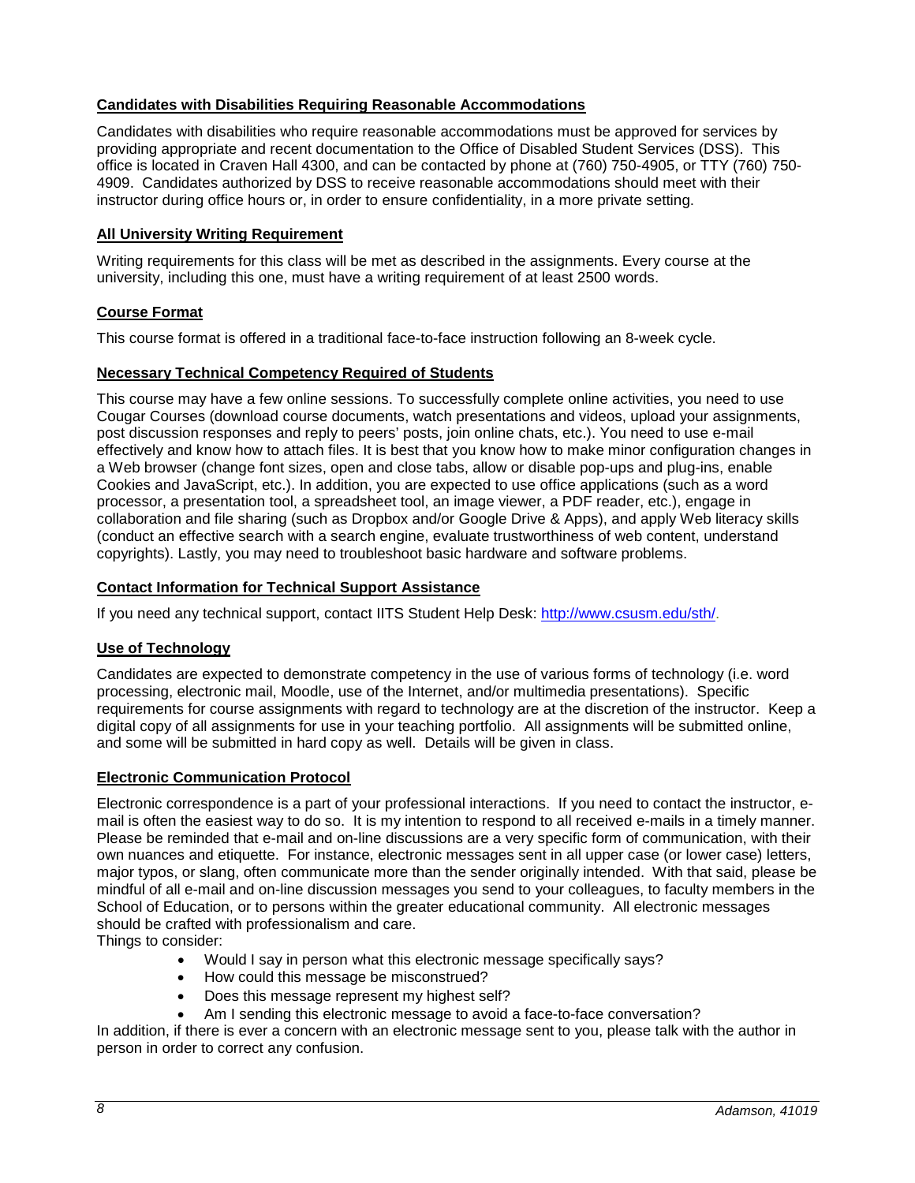### Candidates with Disabilities Requiring Reasonable Accommodations

Candidates with disabilities who require reasonable accommodations must be approved for services by providing appropriate and recent documentation to the Office of Disabled Student Services (DSS). This office is located in Craven Hall 4300, and can be contacted by phone at (760) 750-4905, or TTY (760) 750-4909. Candidates authorized by DSS to receive reasonable accommodations should meet with their instructor during office hours or, in order to ensure confidentiality, in a more private setting.

### All University Writing Requirement

Writing requirements for this class will be met as described in the assignments. Every course at the university, including this one, must have a writing requirement of at least 2500 words.

### Course Format

This course format is offered in a traditional face-to-face instruction following an 8-week cycle.

### Necessary Technical Competency Required of Students

This course may have a few online sessions. To successfully complete online activities, you need to use Cougar Courses (download course documents, watch presentations and videos, upload your assignments, post discussion responses and reply to peers' posts, join online chats, etc.). You need to use e-mail effectively and know how to attach files. It is best that you know how to make minor configuration changes in a Web browser (change font sizes, open and close tabs, allow or disable pop-ups and plug-ins, enable Cookies and JavaScript, etc.). In addition, you are expected to use office applications (such as a word processor, a presentation tool, a spreadsheet tool, an image viewer, a PDF reader, etc.), engage in collaboration and file sharing (such as Dropbox and/or Google Drive & Apps), and apply Web literacy skills (conduct an effective search with a search engine, evaluate trustworthiness of web content, understand copyrights). Lastly, you may need to troubleshoot basic hardware and software problems.

### Contact Information for Technical Support Assistance

If you need any technical support, contact IITS Student Help Desk: http://www.csusm.edu/sth/.

### Use of Technology

Candidates are expected to demonstrate competency in the use of various forms of technology (i.e. word processing, electronic mail, Moodle, use of the Internet, and/or multimedia presentations). Specific requirements for course assignments with regard to technology are at the discretion of the instructor. Keep a digital copy of all assignments for use in your teaching portfolio. All assignments will be submitted online, and some will be submitted in hard copy as well. Details will be given in class.

### Electronic Communication Protocol

Electronic correspondence is a part of your professional interactions. If you need to contact the instructor, e-mail is often the easiest way to do so. It is my intention to respond to all received e-mails in a timely manner. Please be reminded that e-mail and on-line discussions are a very specific form of communication, with their own nuances and etiquette. For instance, electronic messages sent in all upper case (or lower case) letters, major typos, or slang, often communicate more than the sender originally intended. With that said, please be mindful of all e-mail and on-line discussion messages you send to your colleagues, to faculty members in the School of Education, or to persons within the greater educational community. All electronic messages should be crafted with professionalism and care.

Things to consider:

- Would I say in person what this electronic message specifically says?
- How could this message be misconstrued?
- Does this message represent my highest self?
- Am I sending this electronic message to avoid a face-to-face conversation?

In addition, if there is ever a concern with an electronic message sent to you, please talk with the author in person in order to correct any confusion.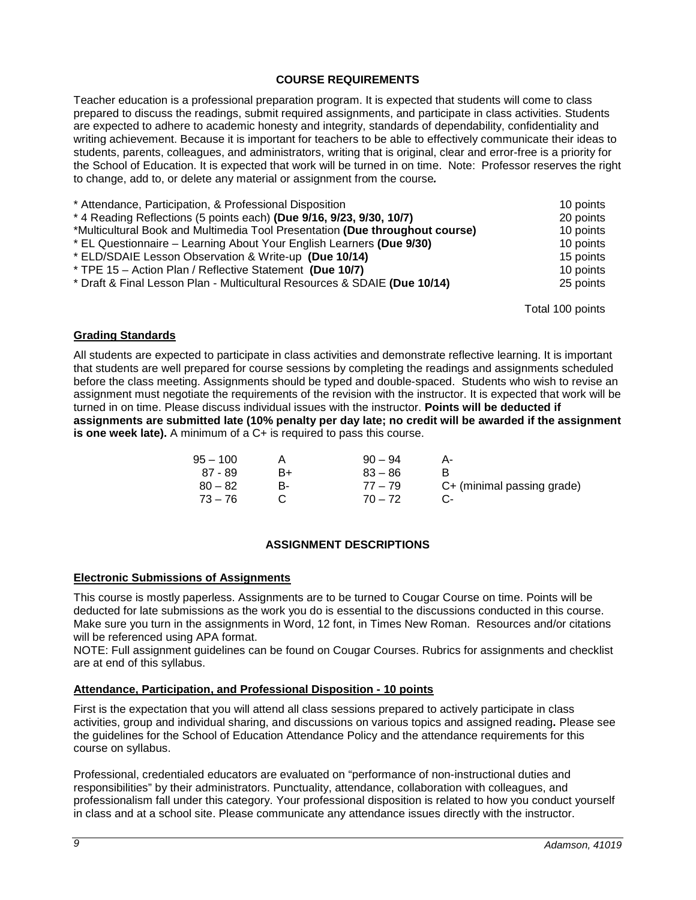## COURSE REQUIREMENTS

Teacher education is a professional preparation program. It is expected that students will come to class prepared to discuss the readings, submit required assignments, and participate in class activities. Students are expected to adhere to academic honesty and integrity, standards of dependability, confidentiality and writing achievement. Because it is important for teachers to be able to effectively communicate their ideas to students, parents, colleagues, and administrators, writing that is original, clear and error-free is a priority for the School of Education. It is expected that work will be turned in on time. Note: Professor reserves the right to change, add to, or delete any material or assignment from the course*.*

| Assignment | Points |
|---|---|
| * Attendance, Participation, & Professional Disposition | 10 points |
| * 4 Reading Reflections (5 points each) **(Due 9/16, 9/23, 9/30, 10/7)** | 20 points |
| *Multicultural Book and Multimedia Tool Presentation **(Due throughout course)** | 10 points |
| * EL Questionnaire – Learning About Your English Learners **(Due 9/30)** | 10 points |
| * ELD/SDAIE Lesson Observation & Write-up **(Due 10/14)** | 15 points |
| * TPE 15 – Action Plan / Reflective Statement **(Due 10/7)** | 10 points |
| * Draft & Final Lesson Plan - Multicultural Resources & SDAIE **(Due 10/14)** | 25 points |
| | Total 100 points |

### Grading Standards

All students are expected to participate in class activities and demonstrate reflective learning. It is important that students are well prepared for course sessions by completing the readings and assignments scheduled before the class meeting. Assignments should be typed and double-spaced. Students who wish to revise an assignment must negotiate the requirements of the revision with the instructor. It is expected that work will be turned in on time. Please discuss individual issues with the instructor. **Points will be deducted if assignments are submitted late (10% penalty per day late; no credit will be awarded if the assignment is one week late).** A minimum of a C+ is required to pass this course.

| | | | |
|---|---|---|---|
| 95 – 100 | A | 90 – 94 | A- |
| 87 - 89 | B+ | 83 – 86 | B |
| 80 – 82 | B- | 77 – 79 | C+ (minimal passing grade) |
| 73 – 76 | C | 70 – 72 | C- |

## ASSIGNMENT DESCRIPTIONS

### Electronic Submissions of Assignments

This course is mostly paperless. Assignments are to be turned to Cougar Course on time. Points will be deducted for late submissions as the work you do is essential to the discussions conducted in this course. Make sure you turn in the assignments in Word, 12 font, in Times New Roman. Resources and/or citations will be referenced using APA format.

NOTE: Full assignment guidelines can be found on Cougar Courses. Rubrics for assignments and checklist are at end of this syllabus.

### Attendance, Participation, and Professional Disposition - 10 points

First is the expectation that you will attend all class sessions prepared to actively participate in class activities, group and individual sharing, and discussions on various topics and assigned reading**.** Please see the guidelines for the School of Education Attendance Policy and the attendance requirements for this course on syllabus.

Professional, credentialed educators are evaluated on "performance of non-instructional duties and responsibilities" by their administrators. Punctuality, attendance, collaboration with colleagues, and professionalism fall under this category. Your professional disposition is related to how you conduct yourself in class and at a school site. Please communicate any attendance issues directly with the instructor.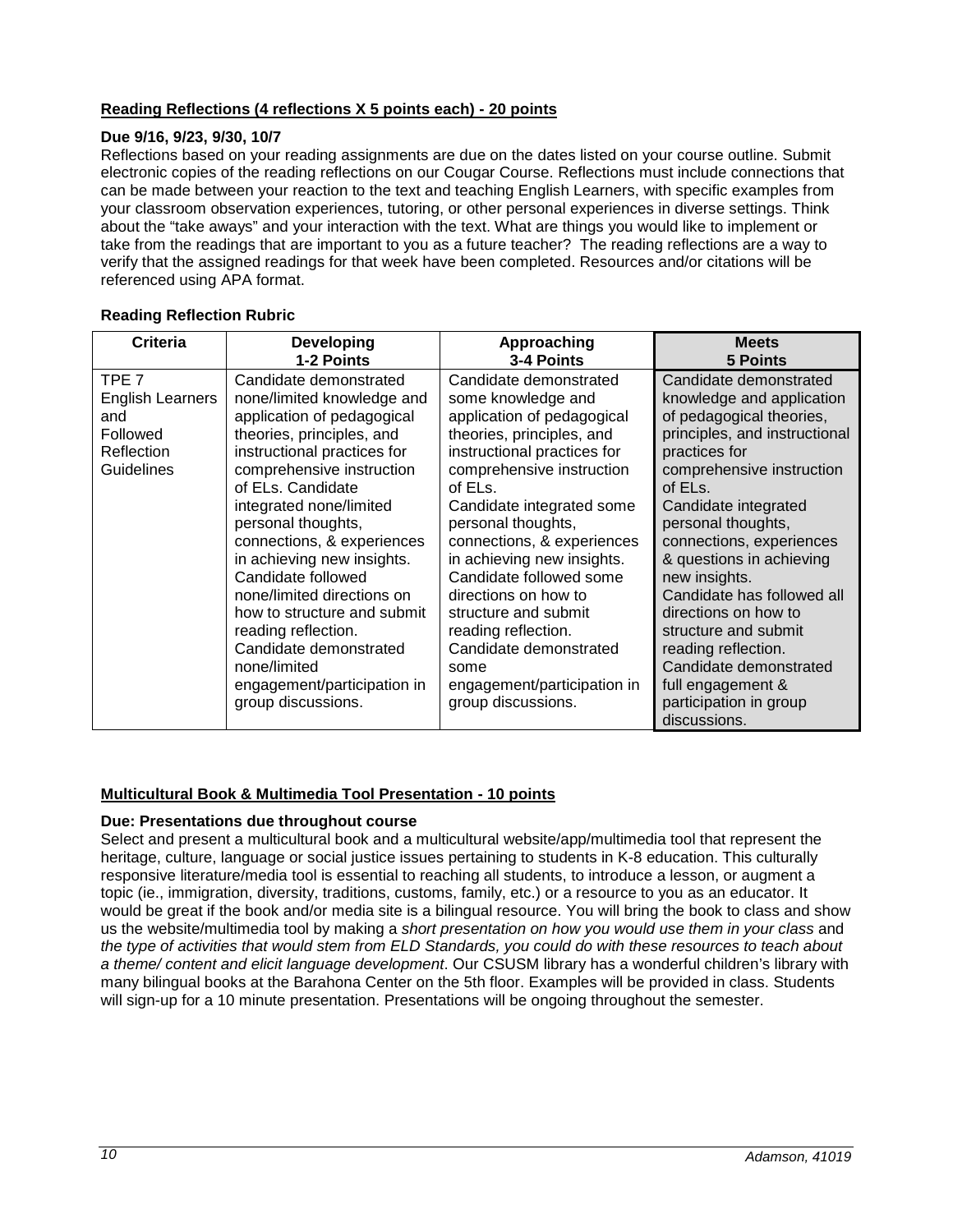**Reading Reflections (4 reflections X 5 points each) - 20 points**

**Due 9/16, 9/23, 9/30, 10/7**

Reflections based on your reading assignments are due on the dates listed on your course outline. Submit electronic copies of the reading reflections on our Cougar Course. Reflections must include connections that can be made between your reaction to the text and teaching English Learners, with specific examples from your classroom observation experiences, tutoring, or other personal experiences in diverse settings. Think about the "take aways" and your interaction with the text. What are things you would like to implement or take from the readings that are important to you as a future teacher? The reading reflections are a way to verify that the assigned readings for that week have been completed. Resources and/or citations will be referenced using APA format.

**Reading Reflection Rubric**

| Criteria | Developing 1-2 Points | Approaching 3-4 Points | Meets 5 Points |
|---|---|---|---|
| TPE 7 English Learners and Followed Reflection Guidelines | Candidate demonstrated none/limited knowledge and application of pedagogical theories, principles, and instructional practices for comprehensive instruction of ELs. Candidate integrated none/limited personal thoughts, connections, & experiences in achieving new insights. Candidate followed none/limited directions on how to structure and submit reading reflection. Candidate demonstrated none/limited engagement/participation in group discussions. | Candidate demonstrated some knowledge and application of pedagogical theories, principles, and instructional practices for comprehensive instruction of ELs. Candidate integrated some personal thoughts, connections, & experiences in achieving new insights. Candidate followed some directions on how to structure and submit reading reflection. Candidate demonstrated some engagement/participation in group discussions. | Candidate demonstrated knowledge and application of pedagogical theories, principles, and instructional practices for comprehensive instruction of ELs. Candidate integrated personal thoughts, connections, experiences & questions in achieving new insights. Candidate has followed all directions on how to structure and submit reading reflection. Candidate demonstrated full engagement & participation in group discussions. |

**Multicultural Book & Multimedia Tool Presentation - 10 points**

**Due: Presentations due throughout course**

Select and present a multicultural book and a multicultural website/app/multimedia tool that represent the heritage, culture, language or social justice issues pertaining to students in K-8 education. This culturally responsive literature/media tool is essential to reaching all students, to introduce a lesson, or augment a topic (ie., immigration, diversity, traditions, customs, family, etc.) or a resource to you as an educator. It would be great if the book and/or media site is a bilingual resource. You will bring the book to class and show us the website/multimedia tool by making a *short presentation on how you would use them in your class* and *the type of activities that would stem from ELD Standards, you could do with these resources to teach about a theme/ content and elicit language development*. Our CSUSM library has a wonderful children's library with many bilingual books at the Barahona Center on the 5th floor. Examples will be provided in class. Students will sign-up for a 10 minute presentation. Presentations will be ongoing throughout the semester.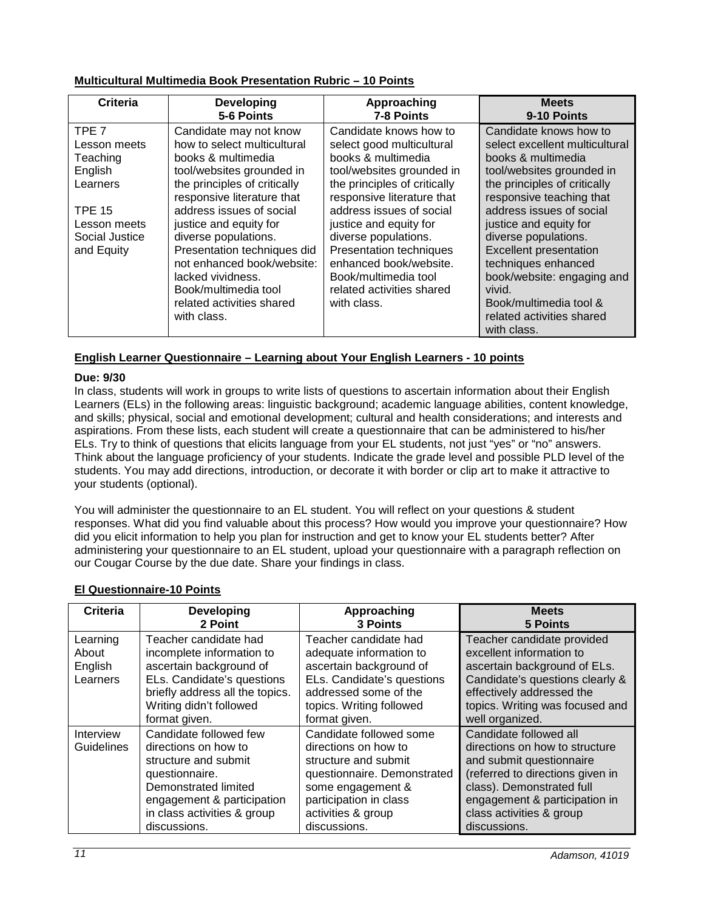**Multicultural Multimedia Book Presentation Rubric – 10 Points**

| Criteria | Developing 5-6 Points | Approaching 7-8 Points | Meets 9-10 Points |
|---|---|---|---|
| TPE 7 Lesson meets Teaching English Learners<br><br>TPE 15 Lesson meets Social Justice and Equity | Candidate may not know how to select multicultural books & multimedia tool/websites grounded in the principles of critically responsive literature that address issues of social justice and equity for diverse populations. Presentation techniques did not enhanced book/website: lacked vividness. Book/multimedia tool related activities shared with class. | Candidate knows how to select good multicultural books & multimedia tool/websites grounded in the principles of critically responsive literature that address issues of social justice and equity for diverse populations. Presentation techniques enhanced book/website. Book/multimedia tool related activities shared with class. | Candidate knows how to select excellent multicultural books & multimedia tool/websites grounded in the principles of critically responsive teaching that address issues of social justice and equity for diverse populations. Excellent presentation techniques enhanced book/website: engaging and vivid. Book/multimedia tool & related activities shared with class. |

**English Learner Questionnaire – Learning about Your English Learners - 10 points**

**Due: 9/30**

In class, students will work in groups to write lists of questions to ascertain information about their English Learners (ELs) in the following areas: linguistic background; academic language abilities, content knowledge, and skills; physical, social and emotional development; cultural and health considerations; and interests and aspirations. From these lists, each student will create a questionnaire that can be administered to his/her ELs. Try to think of questions that elicits language from your EL students, not just "yes" or "no" answers. Think about the language proficiency of your students. Indicate the grade level and possible PLD level of the students. You may add directions, introduction, or decorate it with border or clip art to make it attractive to your students (optional).

You will administer the questionnaire to an EL student. You will reflect on your questions & student responses. What did you find valuable about this process? How would you improve your questionnaire? How did you elicit information to help you plan for instruction and get to know your EL students better? After administering your questionnaire to an EL student, upload your questionnaire with a paragraph reflection on our Cougar Course by the due date. Share your findings in class.

**El Questionnaire-10 Points**

| Criteria | Developing 2 Point | Approaching 3 Points | Meets 5 Points |
|---|---|---|---|
| Learning About English Learners | Teacher candidate had incomplete information to ascertain background of ELs. Candidate's questions briefly address all the topics. Writing didn't followed format given. | Teacher candidate had adequate information to ascertain background of ELs. Candidate's questions addressed some of the topics. Writing followed format given. | Teacher candidate provided excellent information to ascertain background of ELs. Candidate's questions clearly & effectively addressed the topics. Writing was focused and well organized. |
| Interview Guidelines | Candidate followed few directions on how to structure and submit questionnaire. Demonstrated limited engagement & participation in class activities & group discussions. | Candidate followed some directions on how to structure and submit questionnaire. Demonstrated some engagement & participation in class activities & group discussions. | Candidate followed all directions on how to structure and submit questionnaire (referred to directions given in class). Demonstrated full engagement & participation in class activities & group discussions. |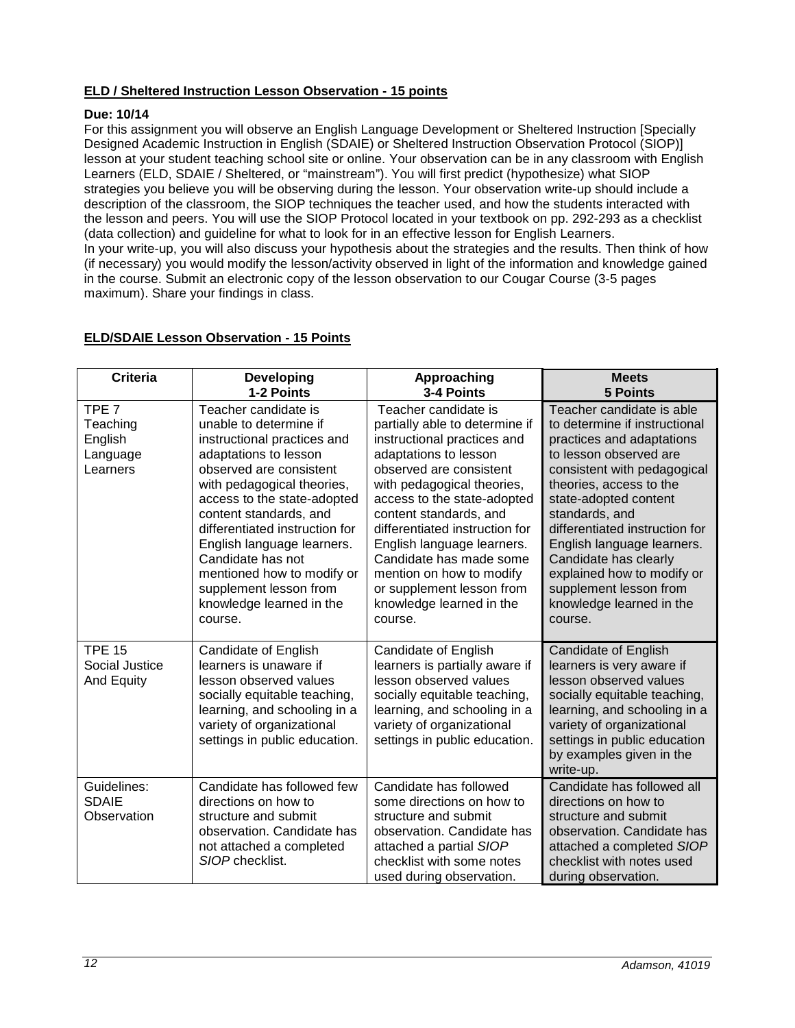**ELD / Sheltered Instruction Lesson Observation - 15 points**

**Due: 10/14**

For this assignment you will observe an English Language Development or Sheltered Instruction [Specially Designed Academic Instruction in English (SDAIE) or Sheltered Instruction Observation Protocol (SIOP)] lesson at your student teaching school site or online. Your observation can be in any classroom with English Learners (ELD, SDAIE / Sheltered, or "mainstream"). You will first predict (hypothesize) what SIOP strategies you believe you will be observing during the lesson. Your observation write-up should include a description of the classroom, the SIOP techniques the teacher used, and how the students interacted with the lesson and peers. You will use the SIOP Protocol located in your textbook on pp. 292-293 as a checklist (data collection) and guideline for what to look for in an effective lesson for English Learners.

In your write-up, you will also discuss your hypothesis about the strategies and the results. Then think of how (if necessary) you would modify the lesson/activity observed in light of the information and knowledge gained in the course. Submit an electronic copy of the lesson observation to our Cougar Course (3-5 pages maximum). Share your findings in class.

**ELD/SDAIE Lesson Observation - 15 Points**

| Criteria | Developing<br>1-2 Points | Approaching<br>3-4 Points | Meets<br>5 Points |
|---|---|---|---|
| TPE 7<br>Teaching English Language Learners | Teacher candidate is unable to determine if instructional practices and adaptations to lesson observed are consistent with pedagogical theories, access to the state-adopted content standards, and differentiated instruction for English language learners. Candidate has not mentioned how to modify or supplement lesson from knowledge learned in the course. | Teacher candidate is partially able to determine if instructional practices and adaptations to lesson observed are consistent with pedagogical theories, access to the state-adopted content standards, and differentiated instruction for English language learners. Candidate has made some mention on how to modify or supplement lesson from knowledge learned in the course. | Teacher candidate is able to determine if instructional practices and adaptations to lesson observed are consistent with pedagogical theories, access to the state-adopted content standards, and differentiated instruction for English language learners. Candidate has clearly explained how to modify or supplement lesson from knowledge learned in the course. |
| TPE 15<br>Social Justice And Equity | Candidate of English learners is unaware if lesson observed values socially equitable teaching, learning, and schooling in a variety of organizational settings in public education. | Candidate of English learners is partially aware if lesson observed values socially equitable teaching, learning, and schooling in a variety of organizational settings in public education. | Candidate of English learners is very aware if lesson observed values socially equitable teaching, learning, and schooling in a variety of organizational settings in public education by examples given in the write-up. |
| Guidelines: SDAIE Observation | Candidate has followed few directions on how to structure and submit observation. Candidate has not attached a completed *SIOP* checklist. | Candidate has followed some directions on how to structure and submit observation. Candidate has attached a partial *SIOP* checklist with some notes used during observation. | Candidate has followed all directions on how to structure and submit observation. Candidate has attached a completed *SIOP* checklist with notes used during observation. |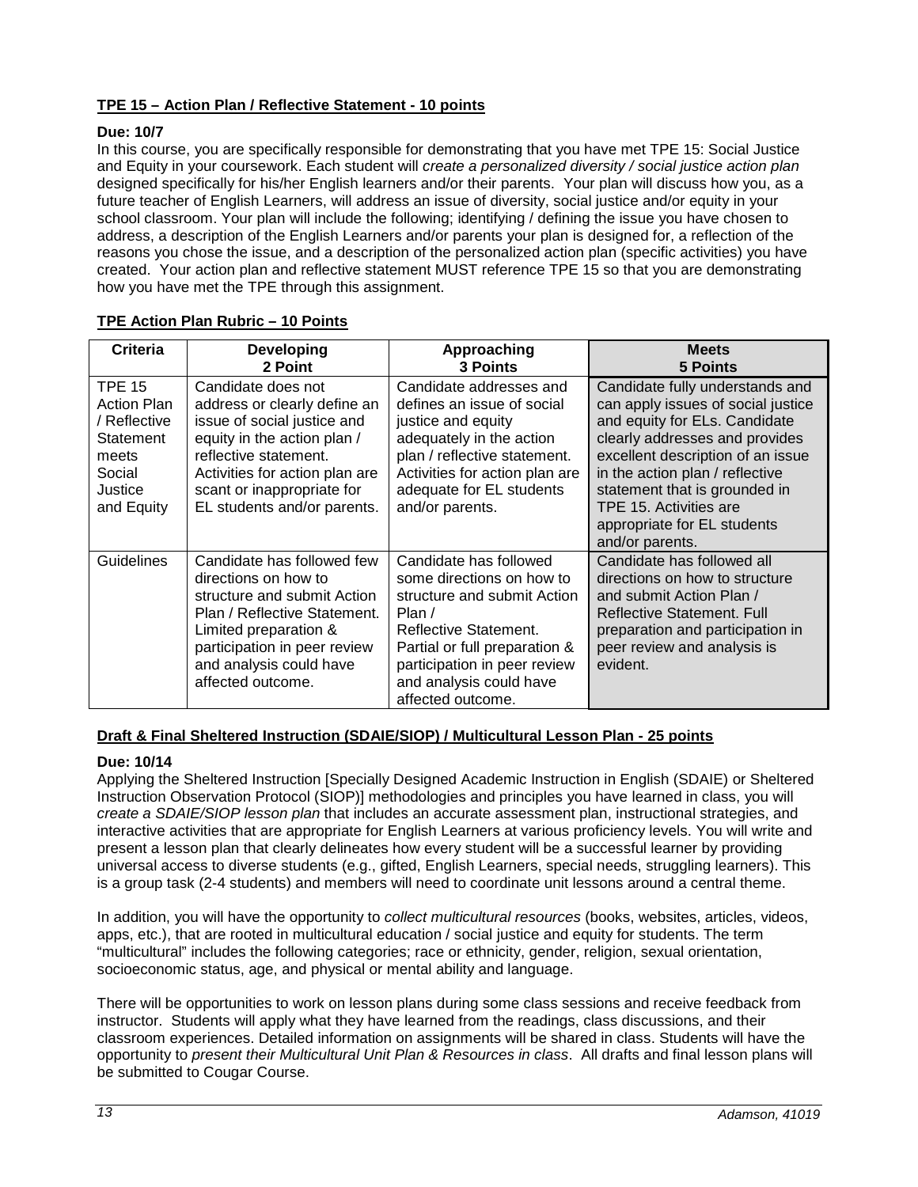**TPE 15 – Action Plan / Reflective Statement - 10 points**

**Due: 10/7**

In this course, you are specifically responsible for demonstrating that you have met TPE 15: Social Justice and Equity in your coursework. Each student will *create a personalized diversity / social justice action plan* designed specifically for his/her English learners and/or their parents. Your plan will discuss how you, as a future teacher of English Learners, will address an issue of diversity, social justice and/or equity in your school classroom. Your plan will include the following; identifying / defining the issue you have chosen to address, a description of the English Learners and/or parents your plan is designed for, a reflection of the reasons you chose the issue, and a description of the personalized action plan (specific activities) you have created. Your action plan and reflective statement MUST reference TPE 15 so that you are demonstrating how you have met the TPE through this assignment.

**TPE Action Plan Rubric – 10 Points**

| Criteria | Developing 2 Point | Approaching 3 Points | Meets 5 Points |
|---|---|---|---|
| TPE 15 Action Plan / Reflective Statement meets Social Justice and Equity | Candidate does not address or clearly define an issue of social justice and equity in the action plan / reflective statement. Activities for action plan are scant or inappropriate for EL students and/or parents. | Candidate addresses and defines an issue of social justice and equity adequately in the action plan / reflective statement. Activities for action plan are adequate for EL students and/or parents. | Candidate fully understands and can apply issues of social justice and equity for ELs. Candidate clearly addresses and provides excellent description of an issue in the action plan / reflective statement that is grounded in TPE 15. Activities are appropriate for EL students and/or parents. |
| Guidelines | Candidate has followed few directions on how to structure and submit Action Plan / Reflective Statement. Limited preparation & participation in peer review and analysis could have affected outcome. | Candidate has followed some directions on how to structure and submit Action Plan / Reflective Statement. Partial or full preparation & participation in peer review and analysis could have affected outcome. | Candidate has followed all directions on how to structure and submit Action Plan / Reflective Statement. Full preparation and participation in peer review and analysis is evident. |

**Draft & Final Sheltered Instruction (SDAIE/SIOP) / Multicultural Lesson Plan - 25 points**

**Due: 10/14**

Applying the Sheltered Instruction [Specially Designed Academic Instruction in English (SDAIE) or Sheltered Instruction Observation Protocol (SIOP)] methodologies and principles you have learned in class, you will *create a SDAIE/SIOP lesson plan* that includes an accurate assessment plan, instructional strategies, and interactive activities that are appropriate for English Learners at various proficiency levels. You will write and present a lesson plan that clearly delineates how every student will be a successful learner by providing universal access to diverse students (e.g., gifted, English Learners, special needs, struggling learners). This is a group task (2-4 students) and members will need to coordinate unit lessons around a central theme.

In addition, you will have the opportunity to *collect multicultural resources* (books, websites, articles, videos, apps, etc.), that are rooted in multicultural education / social justice and equity for students. The term "multicultural" includes the following categories; race or ethnicity, gender, religion, sexual orientation, socioeconomic status, age, and physical or mental ability and language.

There will be opportunities to work on lesson plans during some class sessions and receive feedback from instructor. Students will apply what they have learned from the readings, class discussions, and their classroom experiences. Detailed information on assignments will be shared in class. Students will have the opportunity to *present their Multicultural Unit Plan & Resources in class*. All drafts and final lesson plans will be submitted to Cougar Course.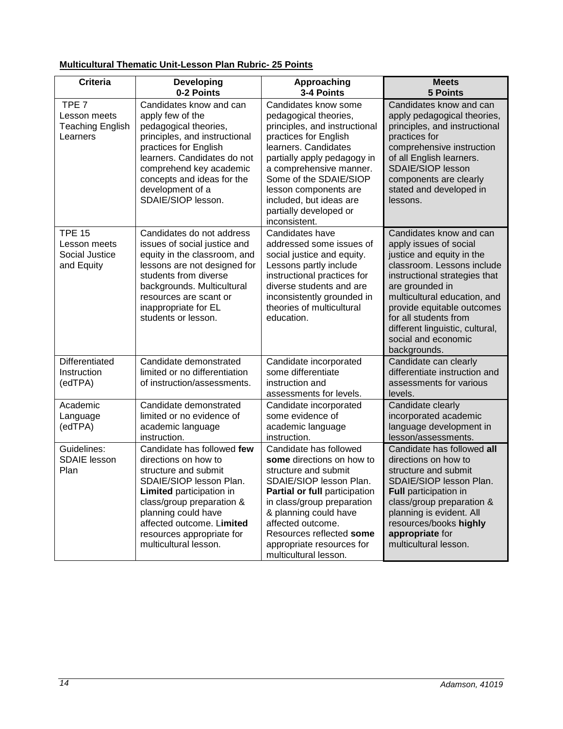**Multicultural Thematic Unit-Lesson Plan Rubric- 25 Points**

| Criteria | Developing 0-2 Points | Approaching 3-4 Points | Meets 5 Points |
|---|---|---|---|
| TPE 7 Lesson meets Teaching English Learners | Candidates know and can apply few of the pedagogical theories, principles, and instructional practices for English learners. Candidates do not comprehend key academic concepts and ideas for the development of a SDAIE/SIOP lesson. | Candidates know some pedagogical theories, principles, and instructional practices for English learners. Candidates partially apply pedagogy in a comprehensive manner. Some of the SDAIE/SIOP lesson components are included, but ideas are partially developed or inconsistent. | Candidates know and can apply pedagogical theories, principles, and instructional practices for comprehensive instruction of all English learners. SDAIE/SIOP lesson components are clearly stated and developed in lessons. |
| TPE 15 Lesson meets Social Justice and Equity | Candidates do not address issues of social justice and equity in the classroom, and lessons are not designed for students from diverse backgrounds. Multicultural resources are scant or inappropriate for EL students or lesson. | Candidates have addressed some issues of social justice and equity. Lessons partly include instructional practices for diverse students and are inconsistently grounded in theories of multicultural education. | Candidates know and can apply issues of social justice and equity in the classroom. Lessons include instructional strategies that are grounded in multicultural education, and provide equitable outcomes for all students from different linguistic, cultural, social and economic backgrounds. |
| Differentiated Instruction (edTPA) | Candidate demonstrated limited or no differentiation of instruction/assessments. | Candidate incorporated some differentiate instruction and assessments for levels. | Candidate can clearly differentiate instruction and assessments for various levels. |
| Academic Language (edTPA) | Candidate demonstrated limited or no evidence of academic language instruction. | Candidate incorporated some evidence of academic language instruction. | Candidate clearly incorporated academic language development in lesson/assessments. |
| Guidelines: SDAIE lesson Plan | Candidate has followed **few** directions on how to structure and submit SDAIE/SIOP lesson Plan. **Limited** participation in class/group preparation & planning could have affected outcome. L**imited** resources appropriate for multicultural lesson. | Candidate has followed **some** directions on how to structure and submit SDAIE/SIOP lesson Plan. **Partial or full** participation in class/group preparation & planning could have affected outcome. Resources reflected **some** appropriate resources for multicultural lesson. | Candidate has followed **all** directions on how to structure and submit SDAIE/SIOP lesson Plan. **Full** participation in class/group preparation & planning is evident. All resources/books **highly appropriate** for multicultural lesson. |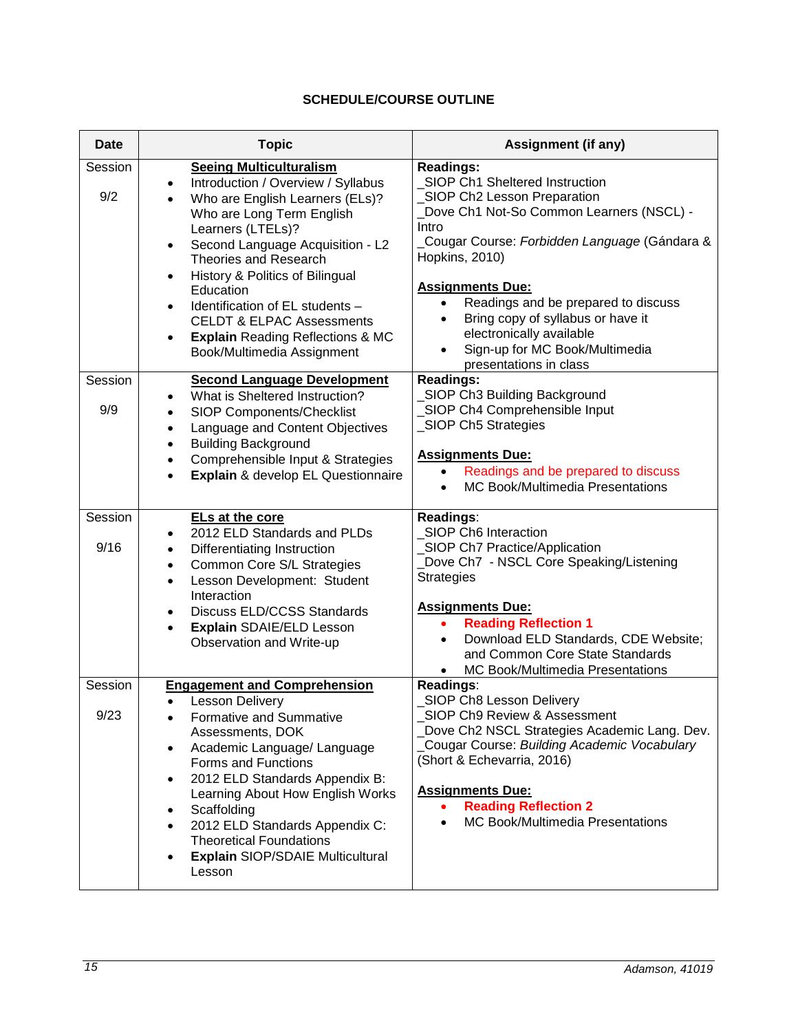## SCHEDULE/COURSE OUTLINE

| Date | Topic | Assignment (if any) |
|---|---|---|
| Session 9/2 | **Seeing Multiculturalism**<br>• Introduction / Overview / Syllabus<br>• Who are English Learners (ELs)? Who are Long Term English Learners (LTELs)?<br>• Second Language Acquisition - L2 Theories and Research<br>• History & Politics of Bilingual Education<br>• Identification of EL students – CELDT & ELPAC Assessments<br>• **Explain** Reading Reflections & MC Book/Multimedia Assignment | **Readings:**<br>_SIOP Ch1 Sheltered Instruction<br>_SIOP Ch2 Lesson Preparation<br>_Dove Ch1 Not-So Common Learners (NSCL) - Intro<br>_Cougar Course: *Forbidden Language* (Gándara & Hopkins, 2010)<br><br>**Assignments Due:**<br>• Readings and be prepared to discuss<br>• Bring copy of syllabus or have it electronically available<br>• Sign-up for MC Book/Multimedia presentations in class |
| Session 9/9 | **Second Language Development**<br>• What is Sheltered Instruction?<br>• SIOP Components/Checklist<br>• Language and Content Objectives<br>• Building Background<br>• Comprehensible Input & Strategies<br>• **Explain** & develop EL Questionnaire | **Readings:**<br>_SIOP Ch3 Building Background<br>_SIOP Ch4 Comprehensible Input<br>_SIOP Ch5 Strategies<br><br>**Assignments Due:**<br>• Readings and be prepared to discuss<br>• MC Book/Multimedia Presentations |
| Session 9/16 | **ELs at the core**<br>• 2012 ELD Standards and PLDs<br>• Differentiating Instruction<br>• Common Core S/L Strategies<br>• Lesson Development: Student Interaction<br>• Discuss ELD/CCSS Standards<br>• **Explain** SDAIE/ELD Lesson Observation and Write-up | **Readings**:<br>_SIOP Ch6 Interaction<br>_SIOP Ch7 Practice/Application<br>_Dove Ch7 - NSCL Core Speaking/Listening Strategies<br><br>**Assignments Due:**<br>• **Reading Reflection 1**<br>• Download ELD Standards, CDE Website; and Common Core State Standards<br>• MC Book/Multimedia Presentations |
| Session 9/23 | **Engagement and Comprehension**<br>• Lesson Delivery<br>• Formative and Summative Assessments, DOK<br>• Academic Language/ Language Forms and Functions<br>• 2012 ELD Standards Appendix B: Learning About How English Works<br>• Scaffolding<br>• 2012 ELD Standards Appendix C: Theoretical Foundations<br>• **Explain** SIOP/SDAIE Multicultural Lesson | **Readings**:<br>_SIOP Ch8 Lesson Delivery<br>_SIOP Ch9 Review & Assessment<br>_Dove Ch2 NSCL Strategies Academic Lang. Dev.<br>_Cougar Course: *Building Academic Vocabulary* (Short & Echevarria, 2016)<br><br>**Assignments Due:**<br>• **Reading Reflection 2**<br>• MC Book/Multimedia Presentations |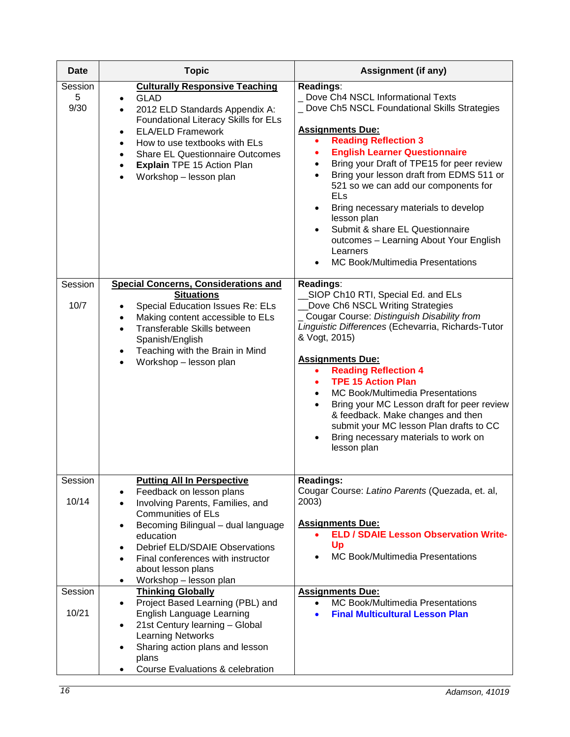| Date | Topic | Assignment (if any) |
|---|---|---|
| Session 5 9/30 | **Culturally Responsive Teaching**<br>• GLAD<br>• 2012 ELD Standards Appendix A: Foundational Literacy Skills for ELs<br>• ELA/ELD Framework<br>• How to use textbooks with ELs<br>• Share EL Questionnaire Outcomes<br>• **Explain** TPE 15 Action Plan<br>• Workshop – lesson plan | **Readings**:<br>_ Dove Ch4 NSCL Informational Texts<br>_ Dove Ch5 NSCL Foundational Skills Strategies<br><br>**Assignments Due:**<br>• **Reading Reflection 3**<br>• **English Learner Questionnaire**<br>• Bring your Draft of TPE15 for peer review<br>• Bring your lesson draft from EDMS 511 or 521 so we can add our components for ELs<br>• Bring necessary materials to develop lesson plan<br>• Submit & share EL Questionnaire outcomes – Learning About Your English Learners<br>• MC Book/Multimedia Presentations |
| Session 10/7 | **Special Concerns, Considerations and Situations**<br>• Special Education Issues Re: ELs<br>• Making content accessible to ELs<br>• Transferable Skills between Spanish/English<br>• Teaching with the Brain in Mind<br>• Workshop – lesson plan | **Readings**:<br>__SIOP Ch10 RTI, Special Ed. and ELs<br>__Dove Ch6 NSCL Writing Strategies<br>_ Cougar Course: *Distinguish Disability from Linguistic Differences* (Echevarria, Richards-Tutor & Vogt, 2015)<br><br>**Assignments Due:**<br>• **Reading Reflection 4**<br>• **TPE 15 Action Plan**<br>• MC Book/Multimedia Presentations<br>• Bring your MC Lesson draft for peer review & feedback. Make changes and then submit your MC lesson Plan drafts to CC<br>• Bring necessary materials to work on lesson plan |
| Session 10/14 | **Putting All In Perspective**<br>• Feedback on lesson plans<br>• Involving Parents, Families, and Communities of ELs<br>• Becoming Bilingual – dual language education<br>• Debrief ELD/SDAIE Observations<br>• Final conferences with instructor about lesson plans<br>• Workshop – lesson plan | **Readings:**<br>Cougar Course: *Latino Parents* (Quezada, et. al, 2003)<br><br>**Assignments Due:**<br>• **ELD / SDAIE Lesson Observation Write-Up**<br>• MC Book/Multimedia Presentations |
| Session 10/21 | **Thinking Globally**<br>• Project Based Learning (PBL) and English Language Learning<br>• 21st Century learning – Global Learning Networks<br>• Sharing action plans and lesson plans<br>• Course Evaluations & celebration | **Assignments Due:**<br>• MC Book/Multimedia Presentations<br>• **Final Multicultural Lesson Plan** |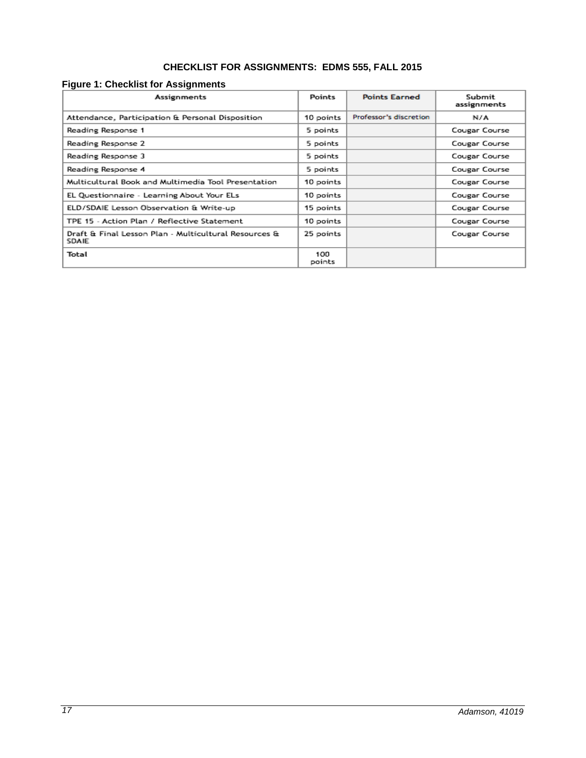## CHECKLIST FOR ASSIGNMENTS: EDMS 555, FALL 2015

**Figure 1: Checklist for Assignments**

| Assignments | Points | Points Earned | Submit assignments |
|---|---|---|---|
| Attendance, Participation & Personal Disposition | 10 points | Professor's discretion | N/A |
| Reading Response 1 | 5 points | | Cougar Course |
| Reading Response 2 | 5 points | | Cougar Course |
| Reading Response 3 | 5 points | | Cougar Course |
| Reading Response 4 | 5 points | | Cougar Course |
| Multicultural Book and Multimedia Tool Presentation | 10 points | | Cougar Course |
| EL Questionnaire - Learning About Your ELs | 10 points | | Cougar Course |
| ELD/SDAIE Lesson Observation & Write-up | 15 points | | Cougar Course |
| TPE 15 - Action Plan / Reflective Statement | 10 points | | Cougar Course |
| Draft & Final Lesson Plan - Multicultural Resources & SDAIE | 25 points | | Cougar Course |
| Total | 100 points | | |